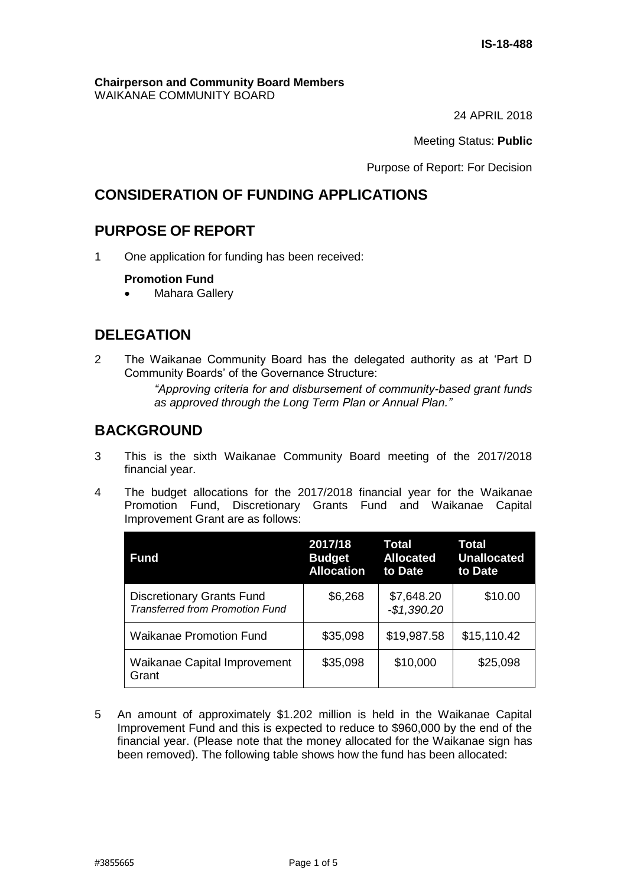IS-18-488

**Chairperson and Community Board Members**
WAIKANAE COMMUNITY BOARD

24 APRIL 2018

Meeting Status: **Public**

Purpose of Report: For Decision

# CONSIDERATION OF FUNDING APPLICATIONS

## PURPOSE OF REPORT

1 One application for funding has been received:

**Promotion Fund**

- Mahara Gallery

## DELEGATION

2 The Waikanae Community Board has the delegated authority as at 'Part D Community Boards' of the Governance Structure:

> *"Approving criteria for and disbursement of community-based grant funds as approved through the Long Term Plan or Annual Plan."*

## BACKGROUND

3 This is the sixth Waikanae Community Board meeting of the 2017/2018 financial year.

4 The budget allocations for the 2017/2018 financial year for the Waikanae Promotion Fund, Discretionary Grants Fund and Waikanae Capital Improvement Grant are as follows:

| Fund | 2017/18 Budget Allocation | Total Allocated to Date | Total Unallocated to Date |
|---|---|---|---|
| Discretionary Grants Fund *Transferred from Promotion Fund* | $6,268 | $7,648.20 *-$1,390.20* | $10.00 |
| Waikanae Promotion Fund | $35,098 | $19,987.58 | $15,110.42 |
| Waikanae Capital Improvement Grant | $35,098 | $10,000 | $25,098 |

5 An amount of approximately $1.202 million is held in the Waikanae Capital Improvement Fund and this is expected to reduce to $960,000 by the end of the financial year. (Please note that the money allocated for the Waikanae sign has been removed). The following table shows how the fund has been allocated: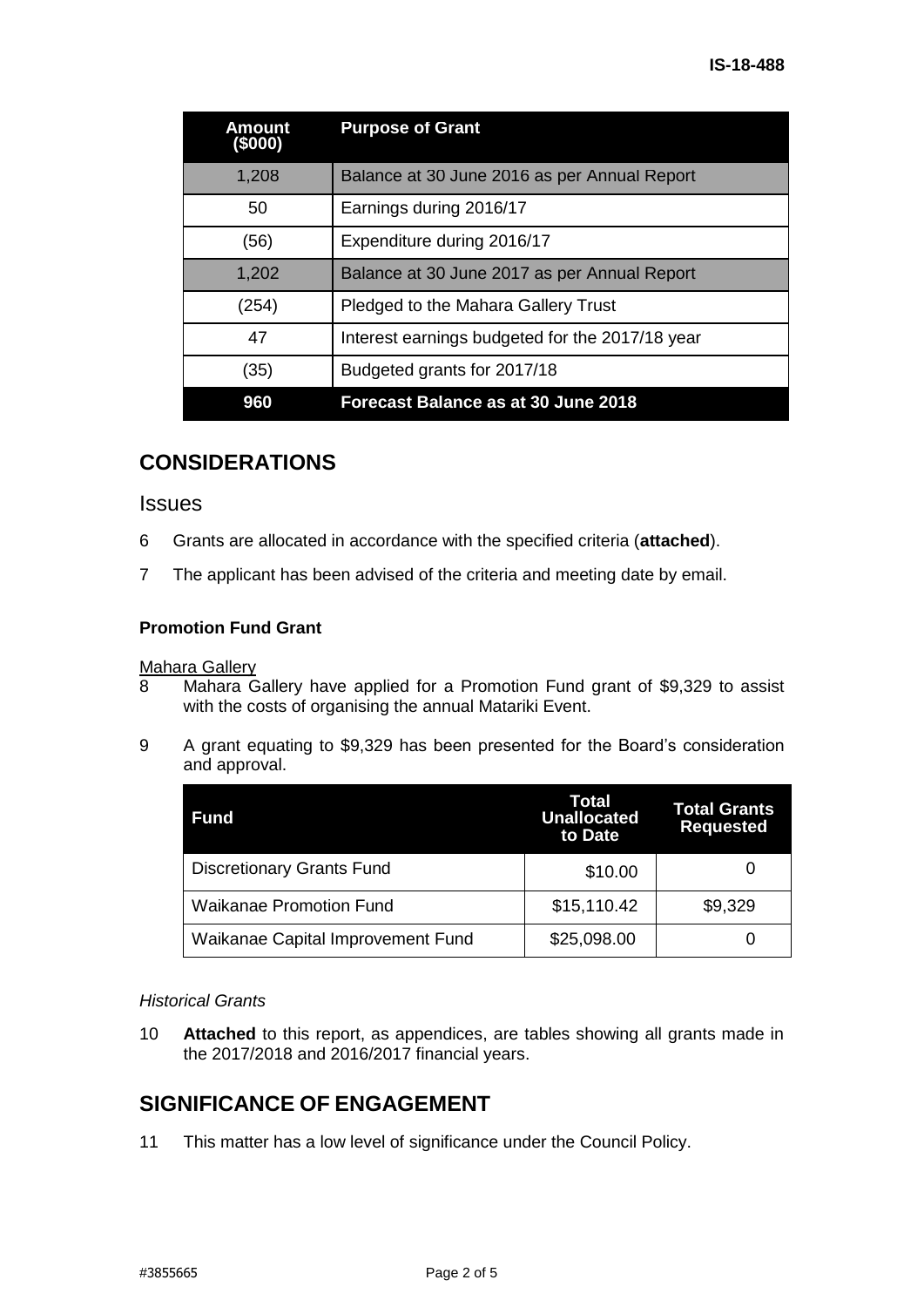| Amount ($000) | Purpose of Grant |
|---|---|
| 1,208 | Balance at 30 June 2016 as per Annual Report |
| 50 | Earnings during 2016/17 |
| (56) | Expenditure during 2016/17 |
| 1,202 | Balance at 30 June 2017 as per Annual Report |
| (254) | Pledged to the Mahara Gallery Trust |
| 47 | Interest earnings budgeted for the 2017/18 year |
| (35) | Budgeted grants for 2017/18 |
| **960** | **Forecast Balance as at 30 June 2018** |

## CONSIDERATIONS

### Issues

6 Grants are allocated in accordance with the specified criteria (**attached**).

7 The applicant has been advised of the criteria and meeting date by email.

#### Promotion Fund Grant

Mahara Gallery

8 Mahara Gallery have applied for a Promotion Fund grant of $9,329 to assist with the costs of organising the annual Matariki Event.

9 A grant equating to $9,329 has been presented for the Board's consideration and approval.

| Fund | Total Unallocated to Date | Total Grants Requested |
|---|---|---|
| Discretionary Grants Fund | $10.00 | 0 |
| Waikanae Promotion Fund | $15,110.42 | $9,329 |
| Waikanae Capital Improvement Fund | $25,098.00 | 0 |

*Historical Grants*

10 **Attached** to this report, as appendices, are tables showing all grants made in the 2017/2018 and 2016/2017 financial years.

## SIGNIFICANCE OF ENGAGEMENT

11 This matter has a low level of significance under the Council Policy.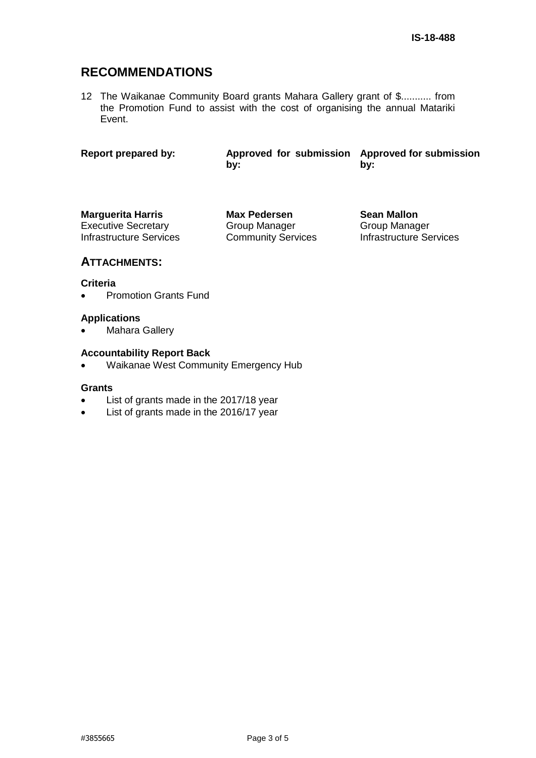IS-18-488

## RECOMMENDATIONS

12 The Waikanae Community Board grants Mahara Gallery grant of $........... from the Promotion Fund to assist with the cost of organising the annual Matariki Event.

| **Report prepared by:** | **Approved for submission by:** | **Approved for submission by:** |
|---|---|---|
| **Marguerita Harris** | **Max Pedersen** | **Sean Mallon** |
| Executive Secretary | Group Manager | Group Manager |
| Infrastructure Services | Community Services | Infrastructure Services |

## ATTACHMENTS:

### Criteria

- Promotion Grants Fund

### Applications

- Mahara Gallery

### Accountability Report Back

- Waikanae West Community Emergency Hub

### Grants

- List of grants made in the 2017/18 year
- List of grants made in the 2016/17 year

#3855665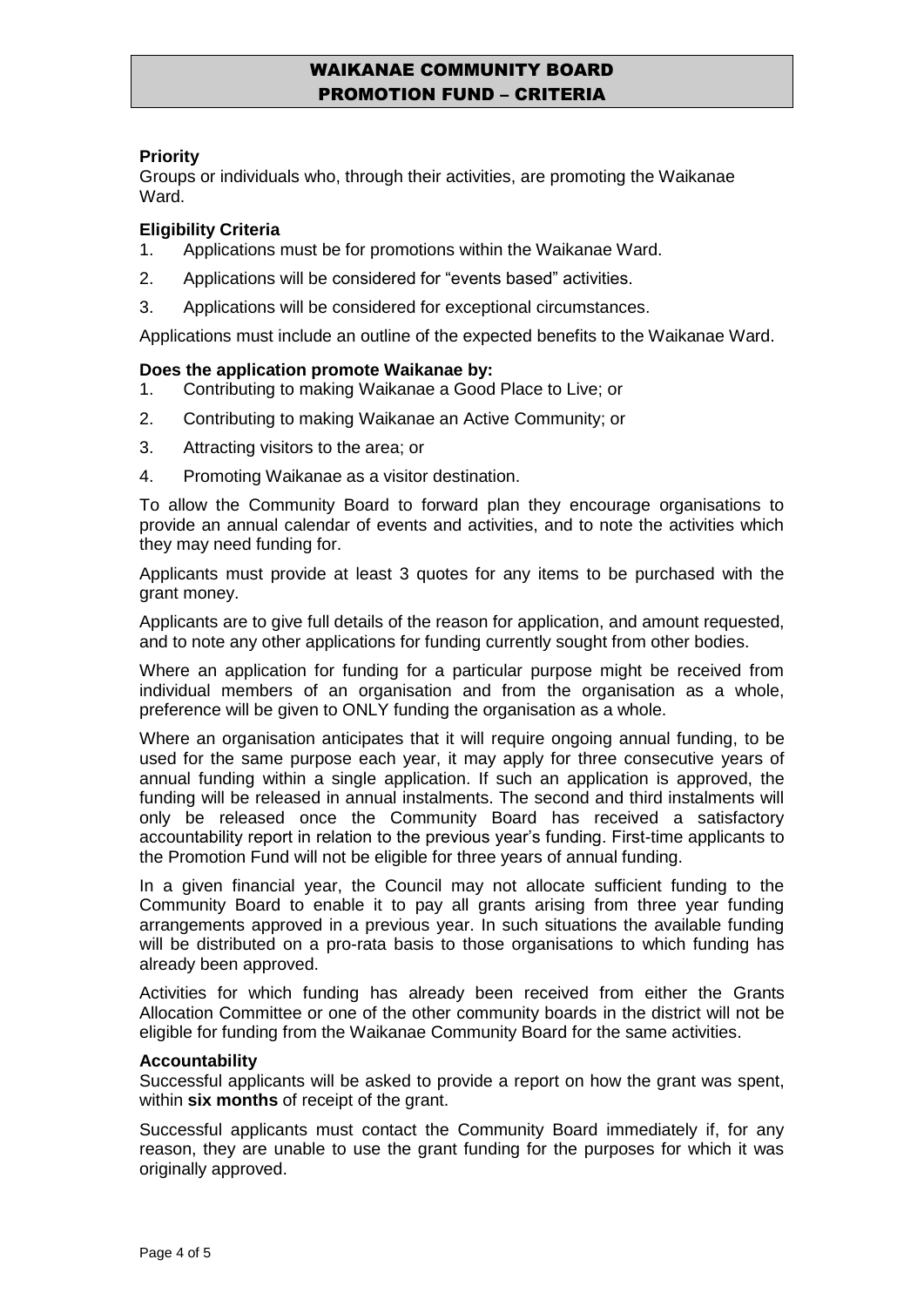# WAIKANAE COMMUNITY BOARD PROMOTION FUND – CRITERIA

**Priority**

Groups or individuals who, through their activities, are promoting the Waikanae Ward.

**Eligibility Criteria**

1. Applications must be for promotions within the Waikanae Ward.
2. Applications will be considered for "events based" activities.
3. Applications will be considered for exceptional circumstances.

Applications must include an outline of the expected benefits to the Waikanae Ward.

**Does the application promote Waikanae by:**

1. Contributing to making Waikanae a Good Place to Live; or
2. Contributing to making Waikanae an Active Community; or
3. Attracting visitors to the area; or
4. Promoting Waikanae as a visitor destination.

To allow the Community Board to forward plan they encourage organisations to provide an annual calendar of events and activities, and to note the activities which they may need funding for.

Applicants must provide at least 3 quotes for any items to be purchased with the grant money.

Applicants are to give full details of the reason for application, and amount requested, and to note any other applications for funding currently sought from other bodies.

Where an application for funding for a particular purpose might be received from individual members of an organisation and from the organisation as a whole, preference will be given to ONLY funding the organisation as a whole.

Where an organisation anticipates that it will require ongoing annual funding, to be used for the same purpose each year, it may apply for three consecutive years of annual funding within a single application. If such an application is approved, the funding will be released in annual instalments. The second and third instalments will only be released once the Community Board has received a satisfactory accountability report in relation to the previous year's funding. First-time applicants to the Promotion Fund will not be eligible for three years of annual funding.

In a given financial year, the Council may not allocate sufficient funding to the Community Board to enable it to pay all grants arising from three year funding arrangements approved in a previous year. In such situations the available funding will be distributed on a pro-rata basis to those organisations to which funding has already been approved.

Activities for which funding has already been received from either the Grants Allocation Committee or one of the other community boards in the district will not be eligible for funding from the Waikanae Community Board for the same activities.

**Accountability**

Successful applicants will be asked to provide a report on how the grant was spent, within **six months** of receipt of the grant.

Successful applicants must contact the Community Board immediately if, for any reason, they are unable to use the grant funding for the purposes for which it was originally approved.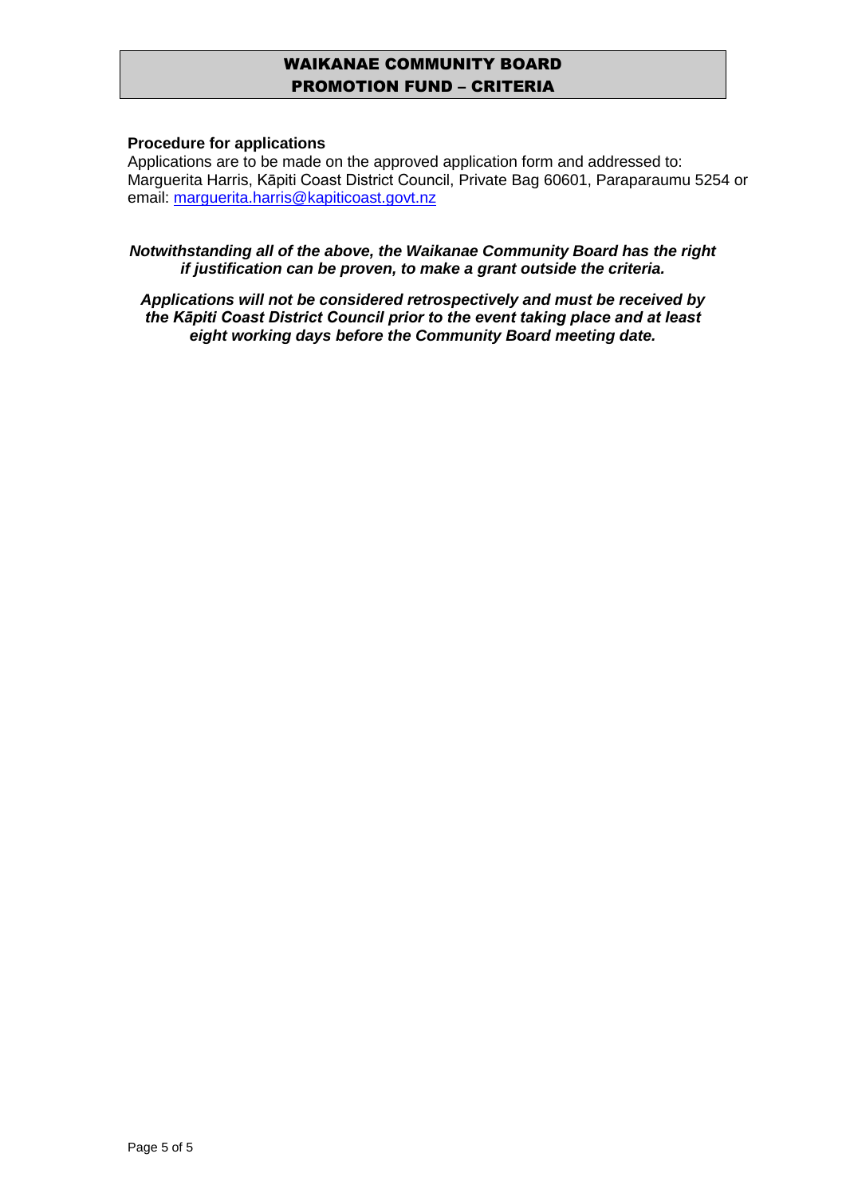# WAIKANAE COMMUNITY BOARD
# PROMOTION FUND – CRITERIA

**Procedure for applications**

Applications are to be made on the approved application form and addressed to: Marguerita Harris, Kāpiti Coast District Council, Private Bag 60601, Paraparaumu 5254 or email: [marguerita.harris@kapiticoast.govt.nz](mailto:marguerita.harris@kapiticoast.govt.nz)

***Notwithstanding all of the above, the Waikanae Community Board has the right if justification can be proven, to make a grant outside the criteria.***

***Applications will not be considered retrospectively and must be received by the Kāpiti Coast District Council prior to the event taking place and at least eight working days before the Community Board meeting date.***